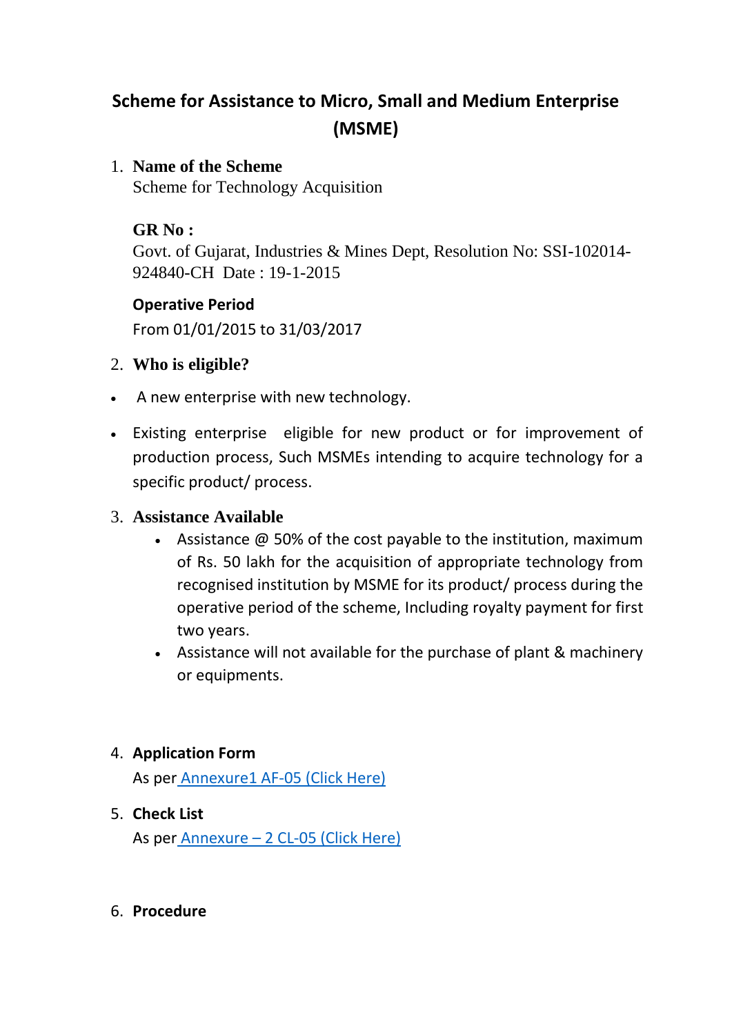# Scheme for Assistance to Micro, Small and Medium Enterprise (MSME)

1. **Name of the Scheme**

   Scheme for Technology Acquisition

   **GR No :**

   Govt. of Gujarat, Industries & Mines Dept, Resolution No: SSI-102014-924840-CH Date : 19-1-2015

   **Operative Period**

   From 01/01/2015 to 31/03/2017

2. **Who is eligible?**

- A new enterprise with new technology.
- Existing enterprise eligible for new product or for improvement of production process, Such MSMEs intending to acquire technology for a specific product/ process.

3. **Assistance Available**
   - Assistance @ 50% of the cost payable to the institution, maximum of Rs. 50 lakh for the acquisition of appropriate technology from recognised institution by MSME for its product/ process during the operative period of the scheme, Including royalty payment for first two years.
   - Assistance will not available for the purchase of plant & machinery or equipments.

4. **Application Form**

   As per Annexure1 AF-05 (Click Here)

5. **Check List**

   As per Annexure – 2 CL-05 (Click Here)

6. **Procedure**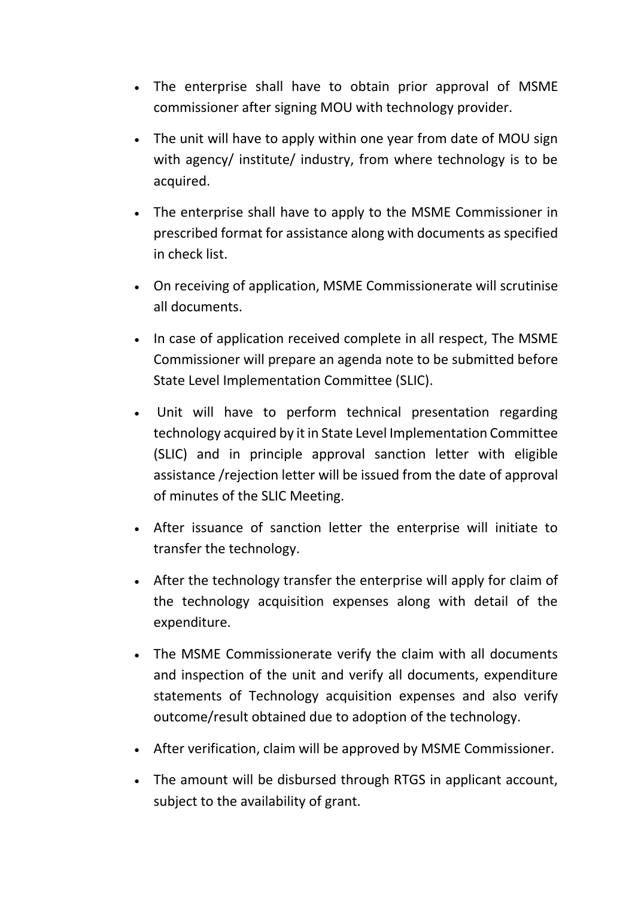- The enterprise shall have to obtain prior approval of MSME commissioner after signing MOU with technology provider.
- The unit will have to apply within one year from date of MOU sign with agency/ institute/ industry, from where technology is to be acquired.
- The enterprise shall have to apply to the MSME Commissioner in prescribed format for assistance along with documents as specified in check list.
- On receiving of application, MSME Commissionerate will scrutinise all documents.
- In case of application received complete in all respect, The MSME Commissioner will prepare an agenda note to be submitted before State Level Implementation Committee (SLIC).
- Unit will have to perform technical presentation regarding technology acquired by it in State Level Implementation Committee (SLIC) and in principle approval sanction letter with eligible assistance /rejection letter will be issued from the date of approval of minutes of the SLIC Meeting.
- After issuance of sanction letter the enterprise will initiate to transfer the technology.
- After the technology transfer the enterprise will apply for claim of the technology acquisition expenses along with detail of the expenditure.
- The MSME Commissionerate verify the claim with all documents and inspection of the unit and verify all documents, expenditure statements of Technology acquisition expenses and also verify outcome/result obtained due to adoption of the technology.
- After verification, claim will be approved by MSME Commissioner.
- The amount will be disbursed through RTGS in applicant account, subject to the availability of grant.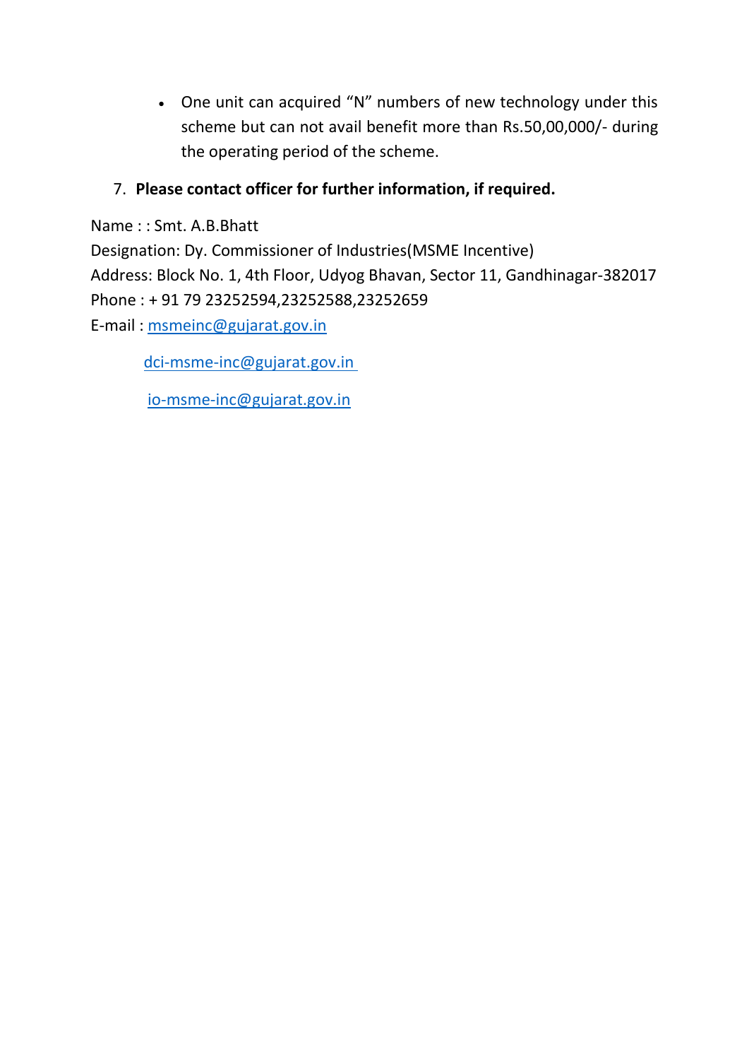- One unit can acquired "N" numbers of new technology under this scheme but can not avail benefit more than Rs.50,00,000/- during the operating period of the scheme.

7. **Please contact officer for further information, if required.**

Name : : Smt. A.B.Bhatt
Designation: Dy. Commissioner of Industries(MSME Incentive)
Address: Block No. 1, 4th Floor, Udyog Bhavan, Sector 11, Gandhinagar-382017
Phone : + 91 79 23252594,23252588,23252659
E-mail : msmeinc@gujarat.gov.in

dci-msme-inc@gujarat.gov.in

io-msme-inc@gujarat.gov.in